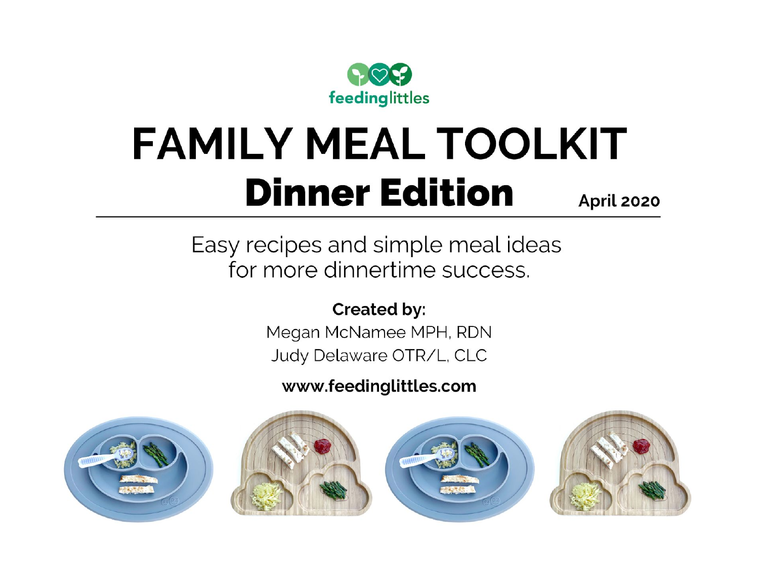feedinglittles

# FAMILY MEAL TOOLKIT

## Dinner Edition

**April 2020**

Easy recipes and simple meal ideas for more dinnertime success.

**Created by:**

Megan McNamee MPH, RDN

Judy Delaware OTR/L, CLC

**www.feedinglittles.com**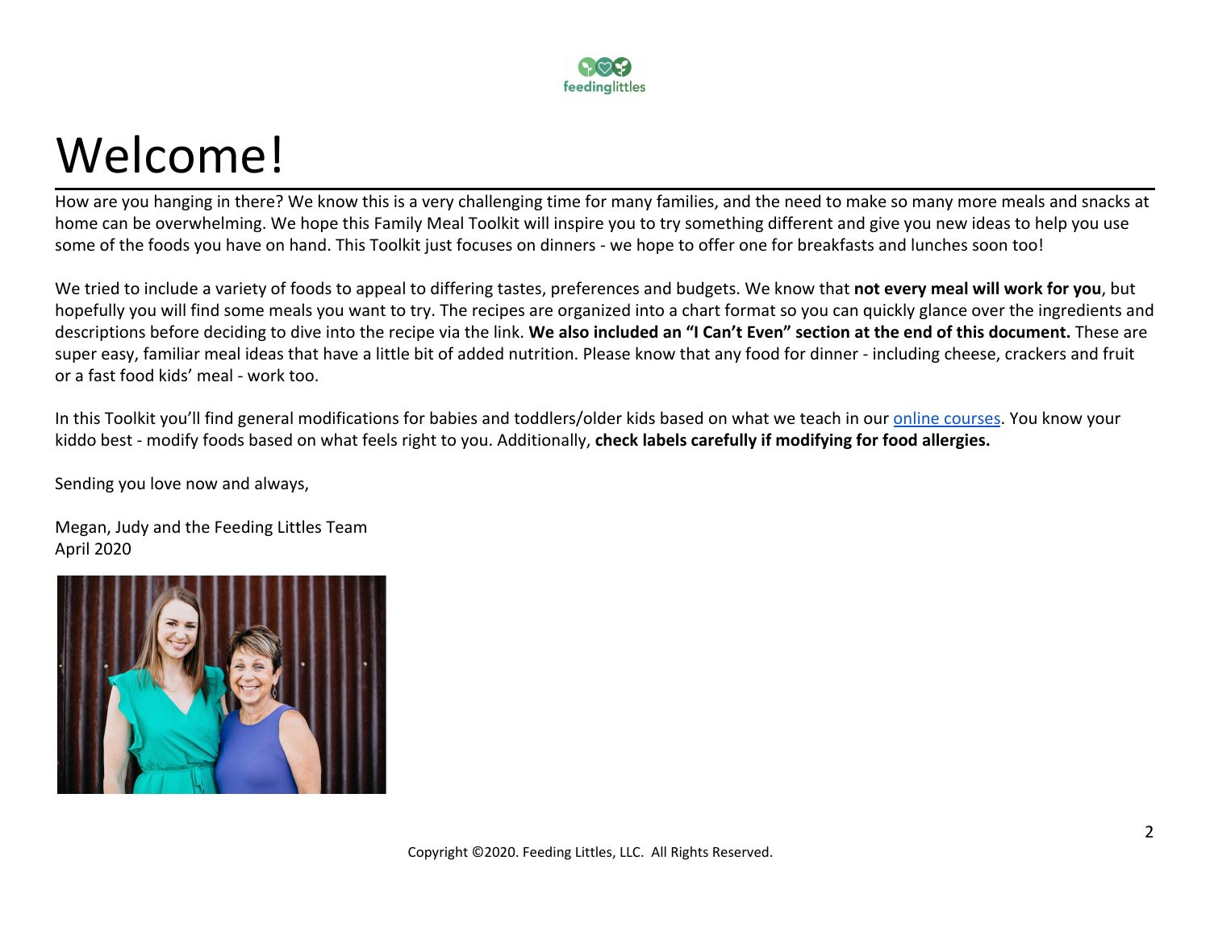# Welcome!

How are you hanging in there? We know this is a very challenging time for many families, and the need to make so many more meals and snacks at home can be overwhelming. We hope this Family Meal Toolkit will inspire you to try something different and give you new ideas to help you use some of the foods you have on hand. This Toolkit just focuses on dinners - we hope to offer one for breakfasts and lunches soon too!

We tried to include a variety of foods to appeal to differing tastes, preferences and budgets. We know that **not every meal will work for you**, but hopefully you will find some meals you want to try. The recipes are organized into a chart format so you can quickly glance over the ingredients and descriptions before deciding to dive into the recipe via the link. **We also included an "I Can't Even" section at the end of this document.** These are super easy, familiar meal ideas that have a little bit of added nutrition. Please know that any food for dinner - including cheese, crackers and fruit or a fast food kids' meal - work too.

In this Toolkit you'll find general modifications for babies and toddlers/older kids based on what we teach in our online courses. You know your kiddo best - modify foods based on what feels right to you. Additionally, **check labels carefully if modifying for food allergies.**

Sending you love now and always,

Megan, Judy and the Feeding Littles Team
April 2020

Copyright ©2020. Feeding Littles, LLC. All Rights Reserved.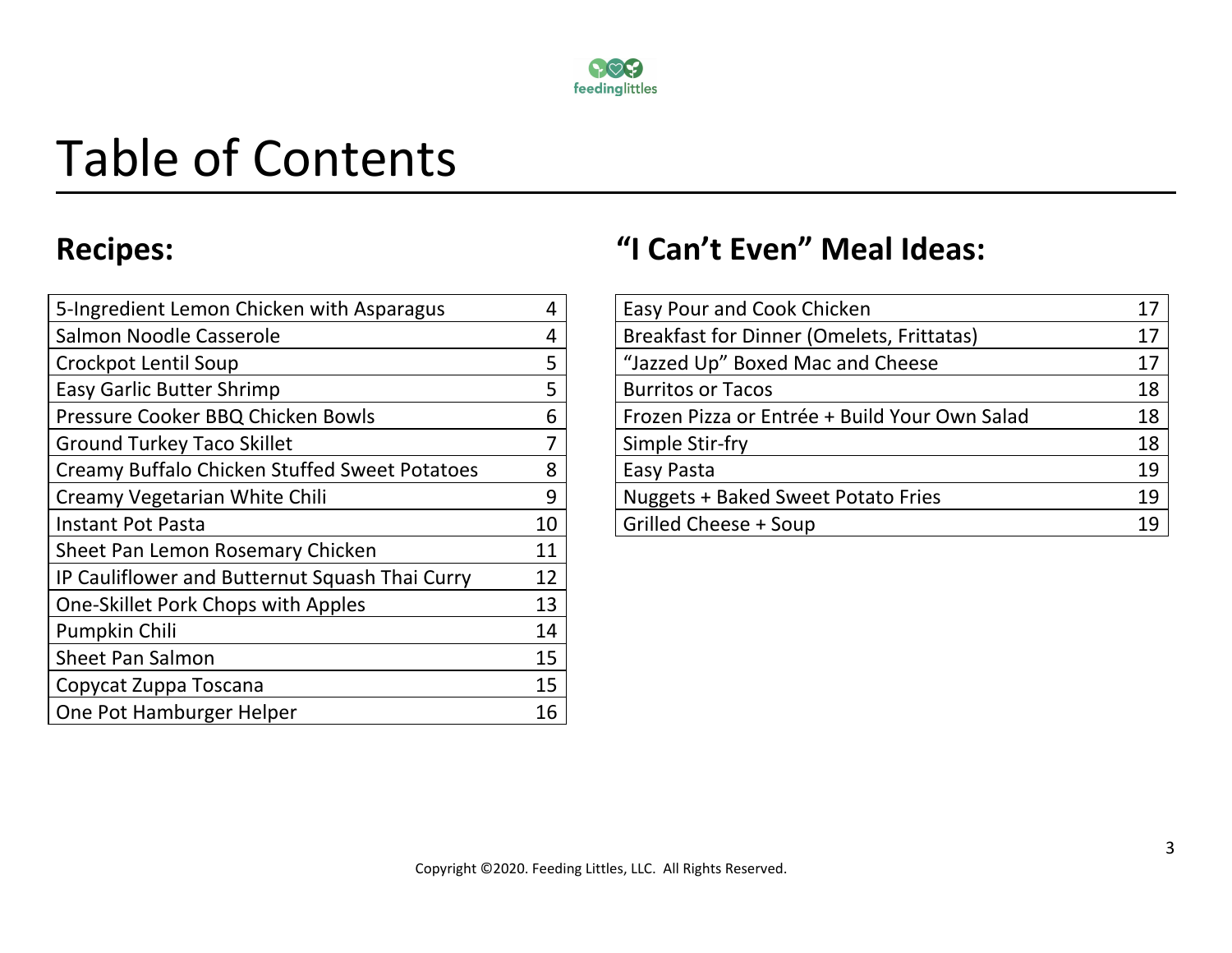# Table of Contents

## Recipes:

| Recipe | Page |
| --- | --- |
| 5-Ingredient Lemon Chicken with Asparagus | 4 |
| Salmon Noodle Casserole | 4 |
| Crockpot Lentil Soup | 5 |
| Easy Garlic Butter Shrimp | 5 |
| Pressure Cooker BBQ Chicken Bowls | 6 |
| Ground Turkey Taco Skillet | 7 |
| Creamy Buffalo Chicken Stuffed Sweet Potatoes | 8 |
| Creamy Vegetarian White Chili | 9 |
| Instant Pot Pasta | 10 |
| Sheet Pan Lemon Rosemary Chicken | 11 |
| IP Cauliflower and Butternut Squash Thai Curry | 12 |
| One-Skillet Pork Chops with Apples | 13 |
| Pumpkin Chili | 14 |
| Sheet Pan Salmon | 15 |
| Copycat Zuppa Toscana | 15 |
| One Pot Hamburger Helper | 16 |

## "I Can't Even" Meal Ideas:

| Meal Idea | Page |
| --- | --- |
| Easy Pour and Cook Chicken | 17 |
| Breakfast for Dinner (Omelets, Frittatas) | 17 |
| "Jazzed Up" Boxed Mac and Cheese | 17 |
| Burritos or Tacos | 18 |
| Frozen Pizza or Entrée + Build Your Own Salad | 18 |
| Simple Stir-fry | 18 |
| Easy Pasta | 19 |
| Nuggets + Baked Sweet Potato Fries | 19 |
| Grilled Cheese + Soup | 19 |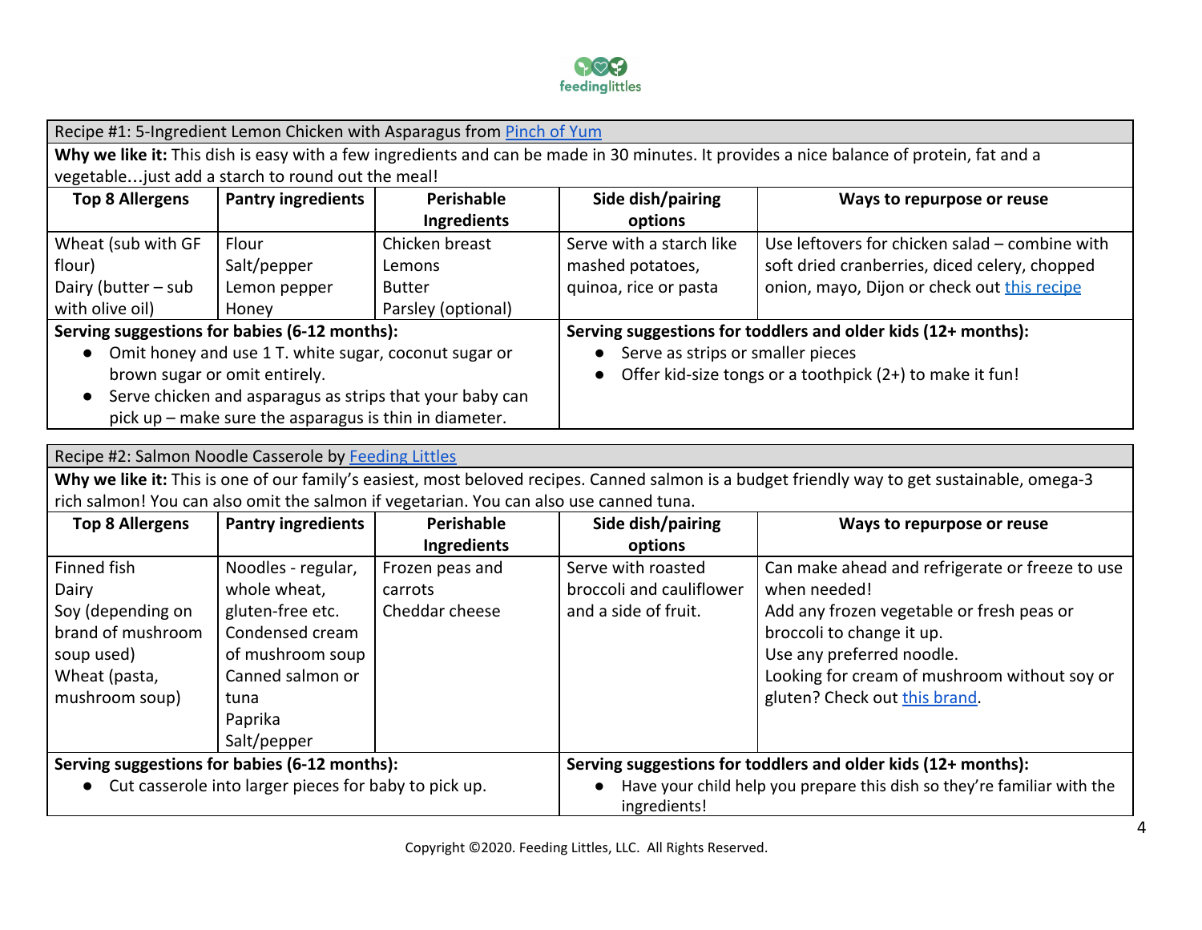## Recipe #1: 5-Ingredient Lemon Chicken with Asparagus from Pinch of Yum

**Why we like it:** This dish is easy with a few ingredients and can be made in 30 minutes. It provides a nice balance of protein, fat and a vegetable…just add a starch to round out the meal!

| Top 8 Allergens | Pantry ingredients | Perishable Ingredients | Side dish/pairing options | Ways to repurpose or reuse |
|---|---|---|---|---|
| Wheat (sub with GF flour)<br>Dairy (butter – sub with olive oil) | Flour<br>Salt/pepper<br>Lemon pepper<br>Honey | Chicken breast<br>Lemons<br>Butter<br>Parsley (optional) | Serve with a starch like mashed potatoes, quinoa, rice or pasta | Use leftovers for chicken salad – combine with soft dried cranberries, diced celery, chopped onion, mayo, Dijon or check out this recipe |

**Serving suggestions for babies (6-12 months):**

- Omit honey and use 1 T. white sugar, coconut sugar or brown sugar or omit entirely.
- Serve chicken and asparagus as strips that your baby can pick up – make sure the asparagus is thin in diameter.

**Serving suggestions for toddlers and older kids (12+ months):**

- Serve as strips or smaller pieces
- Offer kid-size tongs or a toothpick (2+) to make it fun!

## Recipe #2: Salmon Noodle Casserole by Feeding Littles

**Why we like it:** This is one of our family's easiest, most beloved recipes. Canned salmon is a budget friendly way to get sustainable, omega-3 rich salmon! You can also omit the salmon if vegetarian. You can also use canned tuna.

| Top 8 Allergens | Pantry ingredients | Perishable Ingredients | Side dish/pairing options | Ways to repurpose or reuse |
|---|---|---|---|---|
| Finned fish<br>Dairy<br>Soy (depending on brand of mushroom soup used)<br>Wheat (pasta, mushroom soup) | Noodles - regular, whole wheat, gluten-free etc.<br>Condensed cream of mushroom soup<br>Canned salmon or tuna<br>Paprika<br>Salt/pepper | Frozen peas and carrots<br>Cheddar cheese | Serve with roasted broccoli and cauliflower and a side of fruit. | Can make ahead and refrigerate or freeze to use when needed!<br>Add any frozen vegetable or fresh peas or broccoli to change it up.<br>Use any preferred noodle.<br>Looking for cream of mushroom without soy or gluten? Check out this brand. |

**Serving suggestions for babies (6-12 months):**

- Cut casserole into larger pieces for baby to pick up.

**Serving suggestions for toddlers and older kids (12+ months):**

- Have your child help you prepare this dish so they're familiar with the ingredients!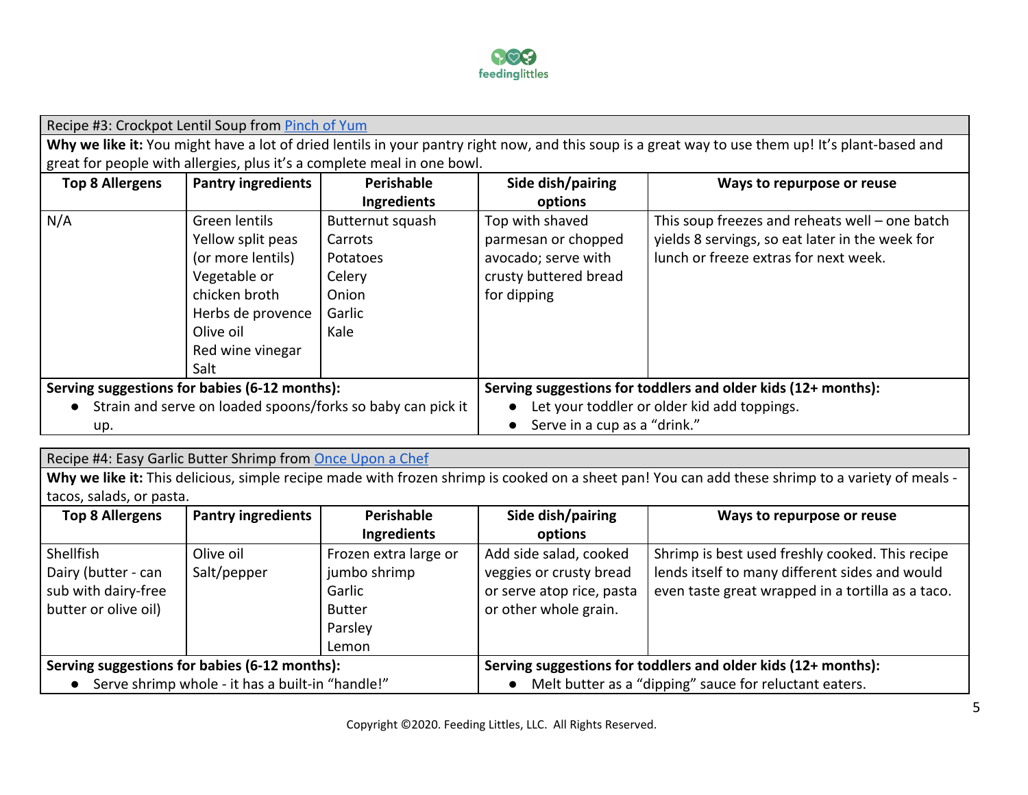| Recipe #3: Crockpot Lentil Soup from Pinch of Yum | | | | |
|---|---|---|---|---|
| **Why we like it:** You might have a lot of dried lentils in your pantry right now, and this soup is a great way to use them up! It's plant-based and great for people with allergies, plus it's a complete meal in one bowl. | | | | |
| **Top 8 Allergens** | **Pantry ingredients** | **Perishable Ingredients** | **Side dish/pairing options** | **Ways to repurpose or reuse** |
| N/A | Green lentils<br>Yellow split peas (or more lentils)<br>Vegetable or chicken broth<br>Herbs de provence<br>Olive oil<br>Red wine vinegar<br>Salt | Butternut squash<br>Carrots<br>Potatoes<br>Celery<br>Onion<br>Garlic<br>Kale | Top with shaved parmesan or chopped avocado; serve with crusty buttered bread for dipping | This soup freezes and reheats well – one batch yields 8 servings, so eat later in the week for lunch or freeze extras for next week. |
| **Serving suggestions for babies (6-12 months):**<br>• Strain and serve on loaded spoons/forks so baby can pick it up. | | | **Serving suggestions for toddlers and older kids (12+ months):**<br>• Let your toddler or older kid add toppings.<br>• Serve in a cup as a "drink." | |

| Recipe #4: Easy Garlic Butter Shrimp from Once Upon a Chef | | | | |
|---|---|---|---|---|
| **Why we like it:** This delicious, simple recipe made with frozen shrimp is cooked on a sheet pan! You can add these shrimp to a variety of meals - tacos, salads, or pasta. | | | | |
| **Top 8 Allergens** | **Pantry ingredients** | **Perishable Ingredients** | **Side dish/pairing options** | **Ways to repurpose or reuse** |
| Shellfish<br>Dairy (butter - can sub with dairy-free butter or olive oil) | Olive oil<br>Salt/pepper | Frozen extra large or jumbo shrimp<br>Garlic<br>Butter<br>Parsley<br>Lemon | Add side salad, cooked veggies or crusty bread or serve atop rice, pasta or other whole grain. | Shrimp is best used freshly cooked. This recipe lends itself to many different sides and would even taste great wrapped in a tortilla as a taco. |
| **Serving suggestions for babies (6-12 months):**<br>• Serve shrimp whole - it has a built-in "handle!" | | | **Serving suggestions for toddlers and older kids (12+ months):**<br>• Melt butter as a "dipping" sauce for reluctant eaters. | |

Copyright ©2020. Feeding Littles, LLC. All Rights Reserved.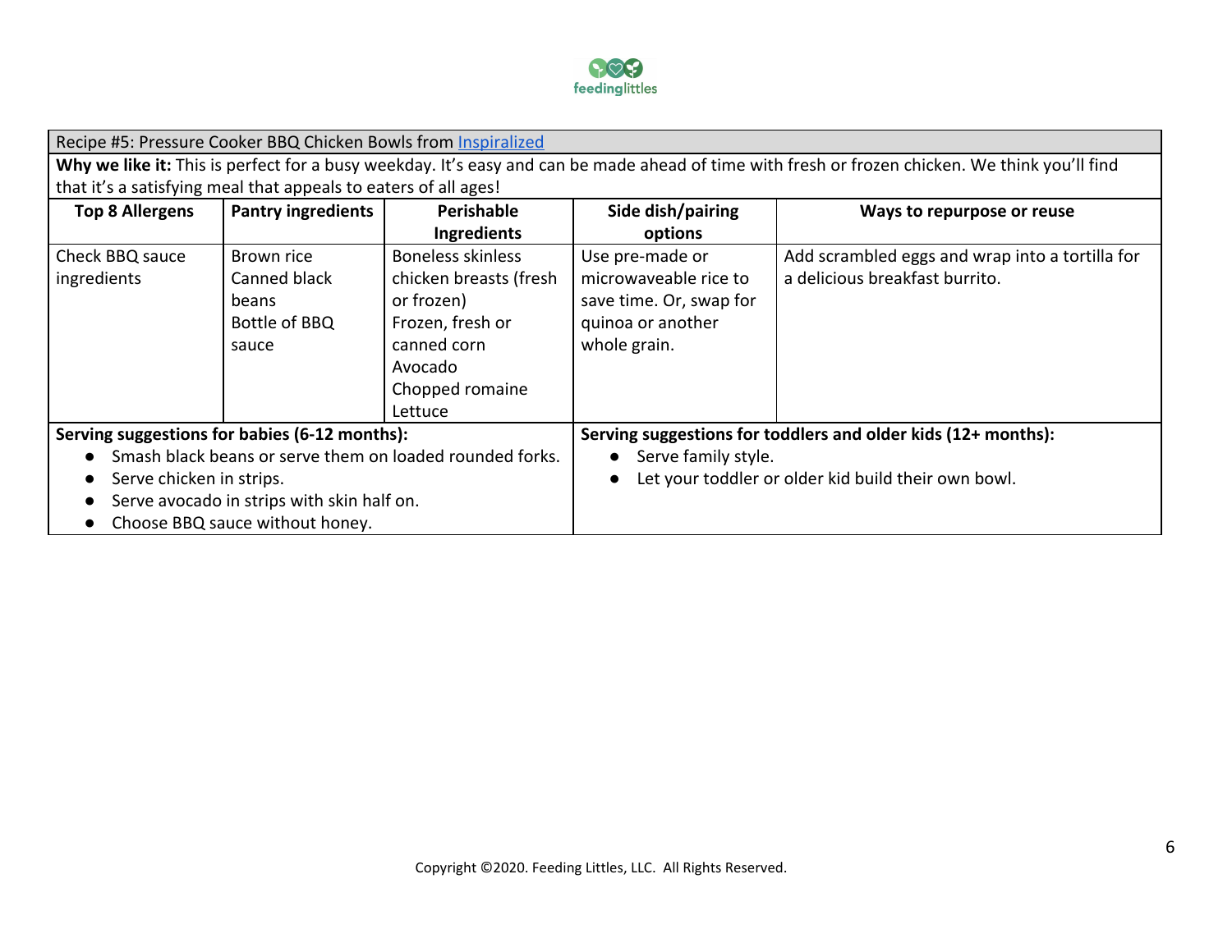Recipe #5: Pressure Cooker BBQ Chicken Bowls from [Inspiralized]

**Why we like it:** This is perfect for a busy weekday. It's easy and can be made ahead of time with fresh or frozen chicken. We think you'll find that it's a satisfying meal that appeals to eaters of all ages!

| Top 8 Allergens | Pantry ingredients | Perishable Ingredients | Side dish/pairing options | Ways to repurpose or reuse |
|---|---|---|---|---|
| Check BBQ sauce ingredients | Brown rice<br>Canned black beans<br>Bottle of BBQ sauce | Boneless skinless chicken breasts (fresh or frozen)<br>Frozen, fresh or canned corn<br>Avocado<br>Chopped romaine Lettuce | Use pre-made or microwaveable rice to save time. Or, swap for quinoa or another whole grain. | Add scrambled eggs and wrap into a tortilla for a delicious breakfast burrito. |

**Serving suggestions for babies (6-12 months):**

- Smash black beans or serve them on loaded rounded forks.
- Serve chicken in strips.
- Serve avocado in strips with skin half on.
- Choose BBQ sauce without honey.

**Serving suggestions for toddlers and older kids (12+ months):**

- Serve family style.
- Let your toddler or older kid build their own bowl.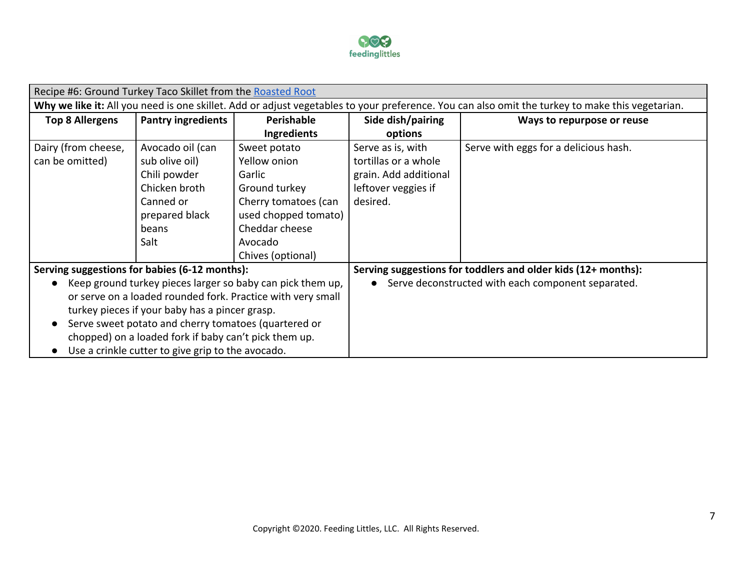| Recipe #6: Ground Turkey Taco Skillet from the [Roasted Root](#) | | | | |
|---|---|---|---|---|
| **Why we like it:** All you need is one skillet. Add or adjust vegetables to your preference. You can also omit the turkey to make this vegetarian. | | | | |
| **Top 8 Allergens** | **Pantry ingredients** | **Perishable Ingredients** | **Side dish/pairing options** | **Ways to repurpose or reuse** |
| Dairy (from cheese, can be omitted) | Avocado oil (can sub olive oil)<br>Chili powder<br>Chicken broth<br>Canned or prepared black beans<br>Salt | Sweet potato<br>Yellow onion<br>Garlic<br>Ground turkey<br>Cherry tomatoes (can used chopped tomato)<br>Cheddar cheese<br>Avocado<br>Chives (optional) | Serve as is, with tortillas or a whole grain. Add additional leftover veggies if desired. | Serve with eggs for a delicious hash. |

**Serving suggestions for babies (6-12 months):**

- Keep ground turkey pieces larger so baby can pick them up, or serve on a loaded rounded fork. Practice with very small turkey pieces if your baby has a pincer grasp.
- Serve sweet potato and cherry tomatoes (quartered or chopped) on a loaded fork if baby can't pick them up.
- Use a crinkle cutter to give grip to the avocado.

**Serving suggestions for toddlers and older kids (12+ months):**

- Serve deconstructed with each component separated.

Copyright ©2020. Feeding Littles, LLC. All Rights Reserved.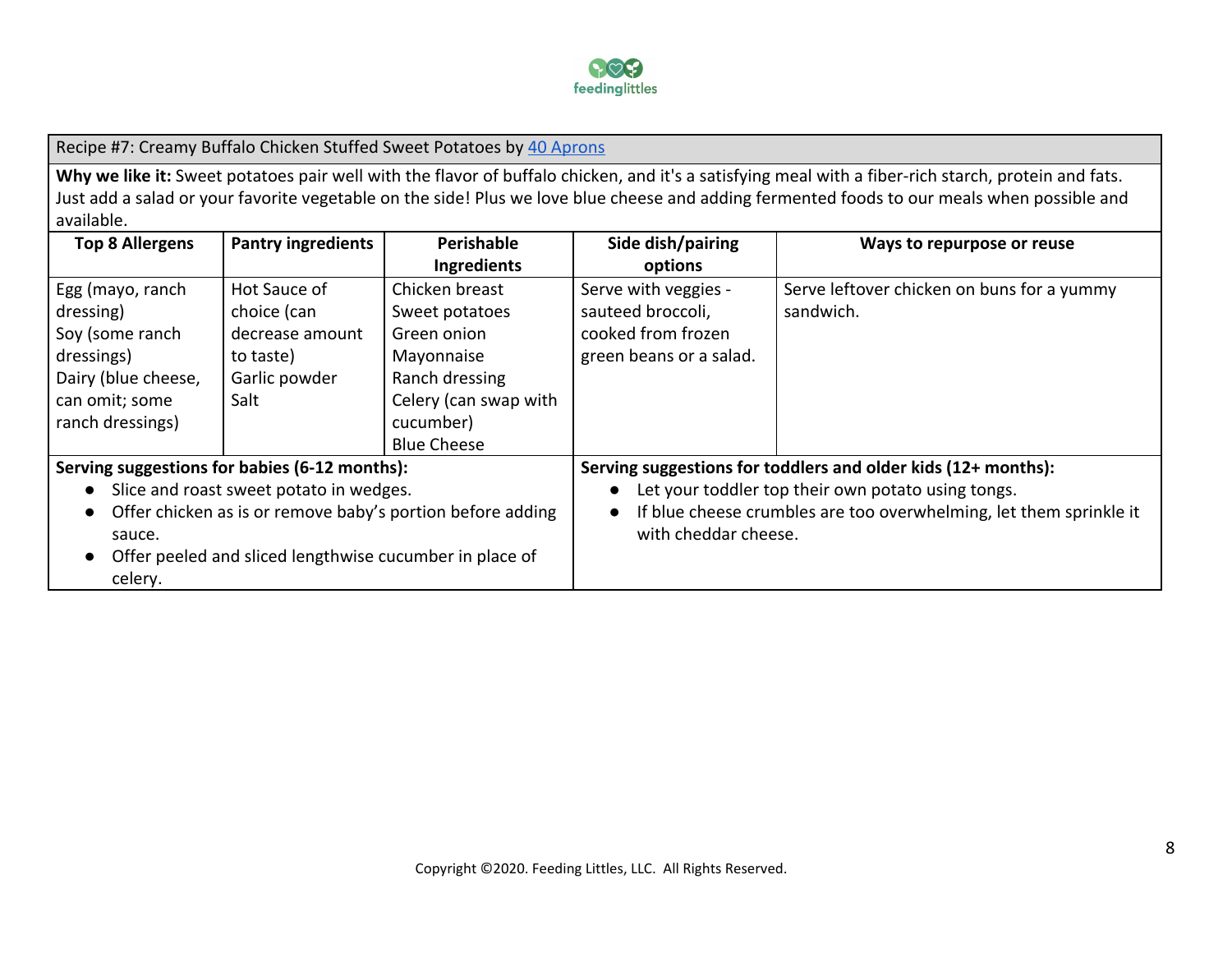## Recipe #7: Creamy Buffalo Chicken Stuffed Sweet Potatoes by [40 Aprons]

**Why we like it:** Sweet potatoes pair well with the flavor of buffalo chicken, and it's a satisfying meal with a fiber-rich starch, protein and fats. Just add a salad or your favorite vegetable on the side! Plus we love blue cheese and adding fermented foods to our meals when possible and available.

| Top 8 Allergens | Pantry ingredients | Perishable Ingredients | Side dish/pairing options | Ways to repurpose or reuse |
|---|---|---|---|---|
| Egg (mayo, ranch dressing)<br>Soy (some ranch dressings)<br>Dairy (blue cheese, can omit; some ranch dressings) | Hot Sauce of choice (can decrease amount to taste)<br>Garlic powder<br>Salt | Chicken breast<br>Sweet potatoes<br>Green onion<br>Mayonnaise<br>Ranch dressing<br>Celery (can swap with cucumber)<br>Blue Cheese | Serve with veggies - sauteed broccoli, cooked from frozen green beans or a salad. | Serve leftover chicken on buns for a yummy sandwich. |

**Serving suggestions for babies (6-12 months):**

- Slice and roast sweet potato in wedges.
- Offer chicken as is or remove baby's portion before adding sauce.
- Offer peeled and sliced lengthwise cucumber in place of celery.

**Serving suggestions for toddlers and older kids (12+ months):**

- Let your toddler top their own potato using tongs.
- If blue cheese crumbles are too overwhelming, let them sprinkle it with cheddar cheese.

Copyright ©2020. Feeding Littles, LLC. All Rights Reserved.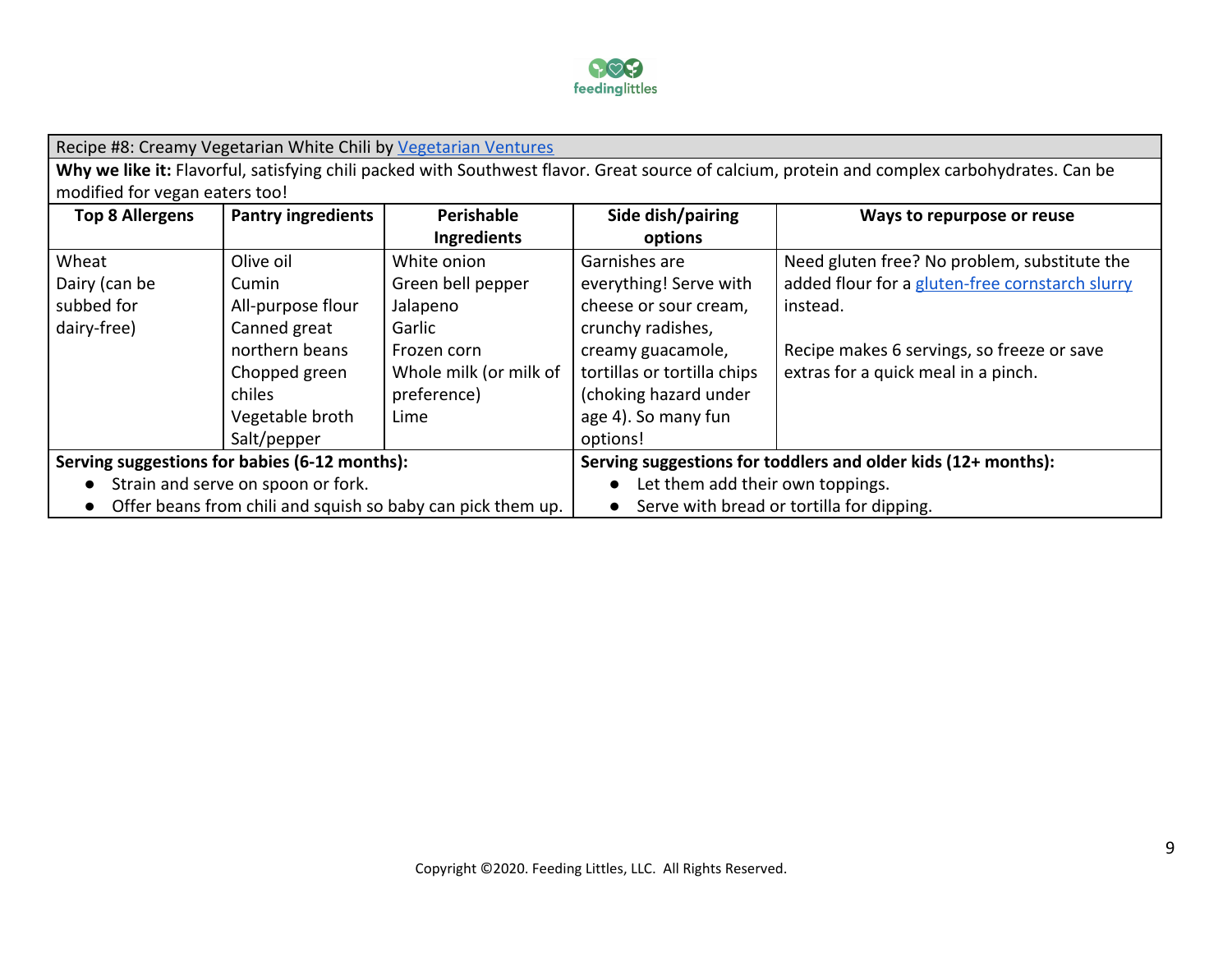## Recipe #8: Creamy Vegetarian White Chili by [Vegetarian Ventures]

**Why we like it:** Flavorful, satisfying chili packed with Southwest flavor. Great source of calcium, protein and complex carbohydrates. Can be modified for vegan eaters too!

| Top 8 Allergens | Pantry ingredients | Perishable Ingredients | Side dish/pairing options | Ways to repurpose or reuse |
|---|---|---|---|---|
| Wheat<br>Dairy (can be subbed for dairy-free) | Olive oil<br>Cumin<br>All-purpose flour<br>Canned great northern beans<br>Chopped green chiles<br>Vegetable broth<br>Salt/pepper | White onion<br>Green bell pepper<br>Jalapeno<br>Garlic<br>Frozen corn<br>Whole milk (or milk of preference)<br>Lime | Garnishes are everything! Serve with cheese or sour cream, crunchy radishes, creamy guacamole, tortillas or tortilla chips (choking hazard under age 4). So many fun options! | Need gluten free? No problem, substitute the added flour for a gluten-free cornstarch slurry instead.<br><br>Recipe makes 6 servings, so freeze or save extras for a quick meal in a pinch. |

**Serving suggestions for babies (6-12 months):**

- Strain and serve on spoon or fork.
- Offer beans from chili and squish so baby can pick them up.

**Serving suggestions for toddlers and older kids (12+ months):**

- Let them add their own toppings.
- Serve with bread or tortilla for dipping.

Copyright ©2020. Feeding Littles, LLC. All Rights Reserved.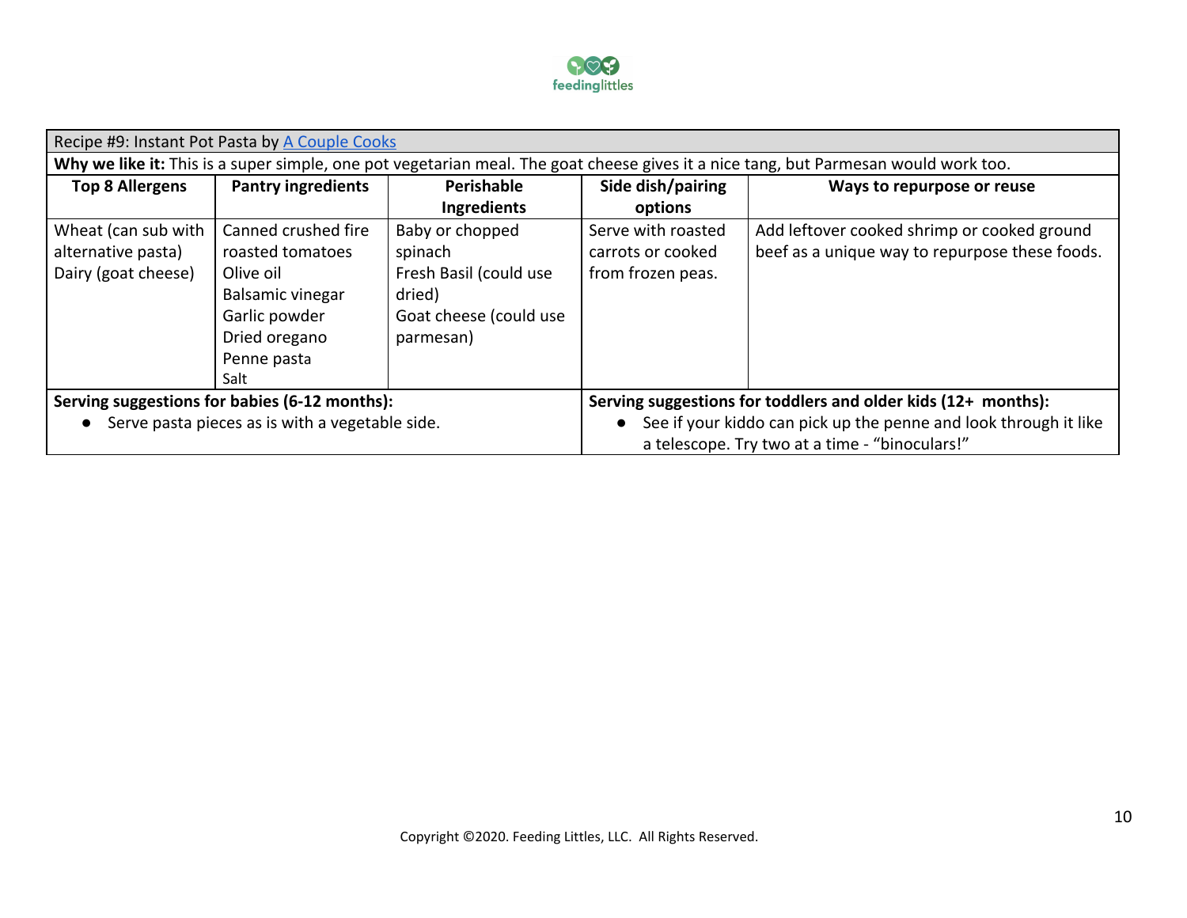| Recipe #9: Instant Pot Pasta by A Couple Cooks | | | | |
|---|---|---|---|---|
| **Why we like it:** This is a super simple, one pot vegetarian meal. The goat cheese gives it a nice tang, but Parmesan would work too. | | | | |
| **Top 8 Allergens** | **Pantry ingredients** | **Perishable Ingredients** | **Side dish/pairing options** | **Ways to repurpose or reuse** |
| Wheat (can sub with alternative pasta)<br>Dairy (goat cheese) | Canned crushed fire roasted tomatoes<br>Olive oil<br>Balsamic vinegar<br>Garlic powder<br>Dried oregano<br>Penne pasta<br>Salt | Baby or chopped spinach<br>Fresh Basil (could use dried)<br>Goat cheese (could use parmesan) | Serve with roasted carrots or cooked from frozen peas. | Add leftover cooked shrimp or cooked ground beef as a unique way to repurpose these foods. |
| **Serving suggestions for babies (6-12 months):**<br>• Serve pasta pieces as is with a vegetable side. | | | **Serving suggestions for toddlers and older kids (12+ months):**<br>• See if your kiddo can pick up the penne and look through it like a telescope. Try two at a time - "binoculars!" | |

Copyright ©2020. Feeding Littles, LLC. All Rights Reserved.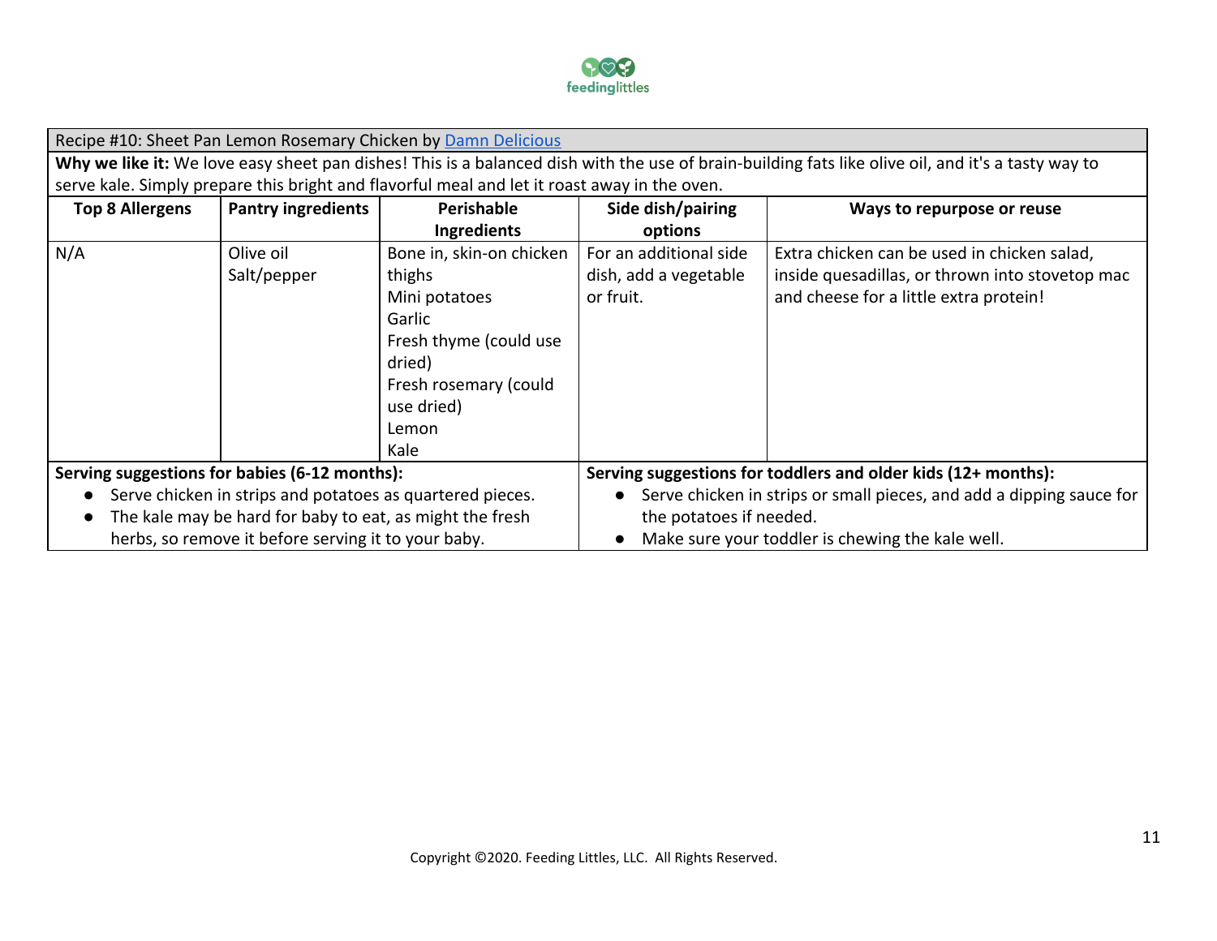Recipe #10: Sheet Pan Lemon Rosemary Chicken by [Damn Delicious]

**Why we like it:** We love easy sheet pan dishes! This is a balanced dish with the use of brain-building fats like olive oil, and it's a tasty way to serve kale. Simply prepare this bright and flavorful meal and let it roast away in the oven.

| Top 8 Allergens | Pantry ingredients | Perishable Ingredients | Side dish/pairing options | Ways to repurpose or reuse |
|---|---|---|---|---|
| N/A | Olive oil<br>Salt/pepper | Bone in, skin-on chicken thighs<br>Mini potatoes<br>Garlic<br>Fresh thyme (could use dried)<br>Fresh rosemary (could use dried)<br>Lemon<br>Kale | For an additional side dish, add a vegetable or fruit. | Extra chicken can be used in chicken salad, inside quesadillas, or thrown into stovetop mac and cheese for a little extra protein! |

**Serving suggestions for babies (6-12 months):**

- Serve chicken in strips and potatoes as quartered pieces.
- The kale may be hard for baby to eat, as might the fresh herbs, so remove it before serving it to your baby.

**Serving suggestions for toddlers and older kids (12+ months):**

- Serve chicken in strips or small pieces, and add a dipping sauce for the potatoes if needed.
- Make sure your toddler is chewing the kale well.

Copyright ©2020. Feeding Littles, LLC. All Rights Reserved.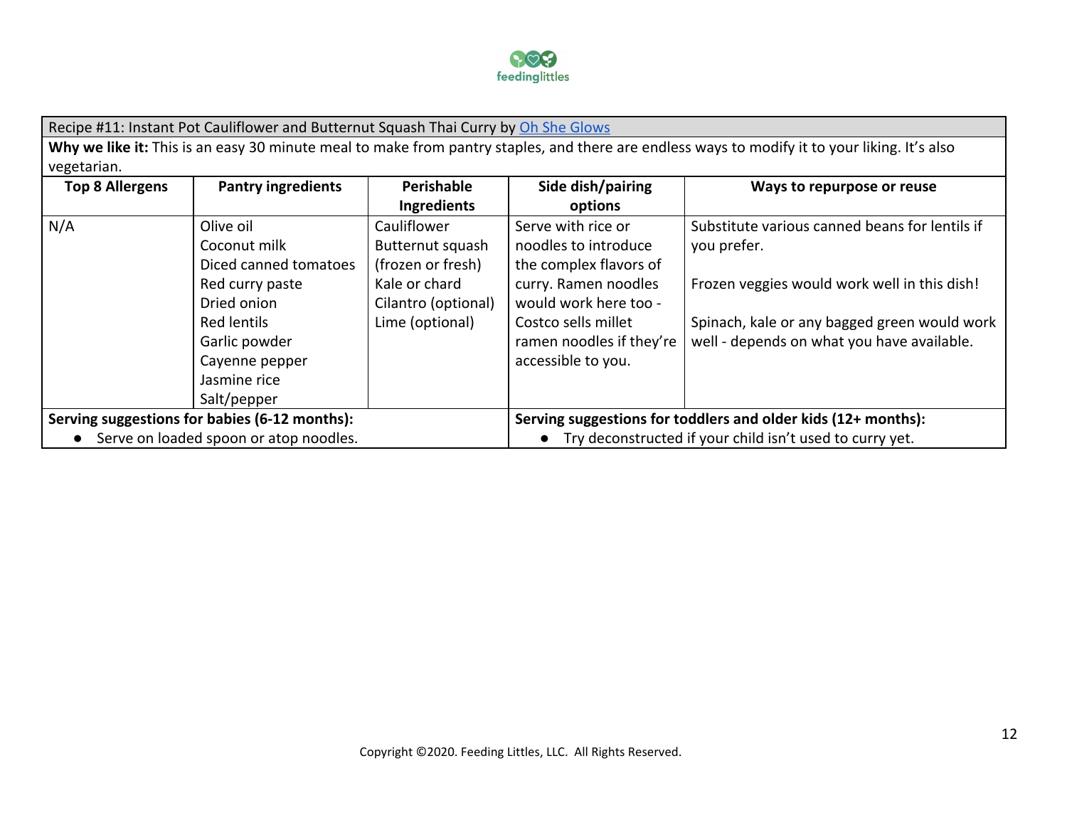Recipe #11: Instant Pot Cauliflower and Butternut Squash Thai Curry by [Oh She Glows]

**Why we like it:** This is an easy 30 minute meal to make from pantry staples, and there are endless ways to modify it to your liking. It's also vegetarian.

| Top 8 Allergens | Pantry ingredients | Perishable Ingredients | Side dish/pairing options | Ways to repurpose or reuse |
|---|---|---|---|---|
| N/A | Olive oil<br>Coconut milk<br>Diced canned tomatoes<br>Red curry paste<br>Dried onion<br>Red lentils<br>Garlic powder<br>Cayenne pepper<br>Jasmine rice<br>Salt/pepper | Cauliflower<br>Butternut squash (frozen or fresh)<br>Kale or chard<br>Cilantro (optional)<br>Lime (optional) | Serve with rice or noodles to introduce the complex flavors of curry. Ramen noodles would work here too - Costco sells millet ramen noodles if they're accessible to you. | Substitute various canned beans for lentils if you prefer.<br><br>Frozen veggies would work well in this dish!<br><br>Spinach, kale or any bagged green would work well - depends on what you have available. |

**Serving suggestions for babies (6-12 months):**

- Serve on loaded spoon or atop noodles.

**Serving suggestions for toddlers and older kids (12+ months):**

- Try deconstructed if your child isn't used to curry yet.

Copyright ©2020. Feeding Littles, LLC. All Rights Reserved.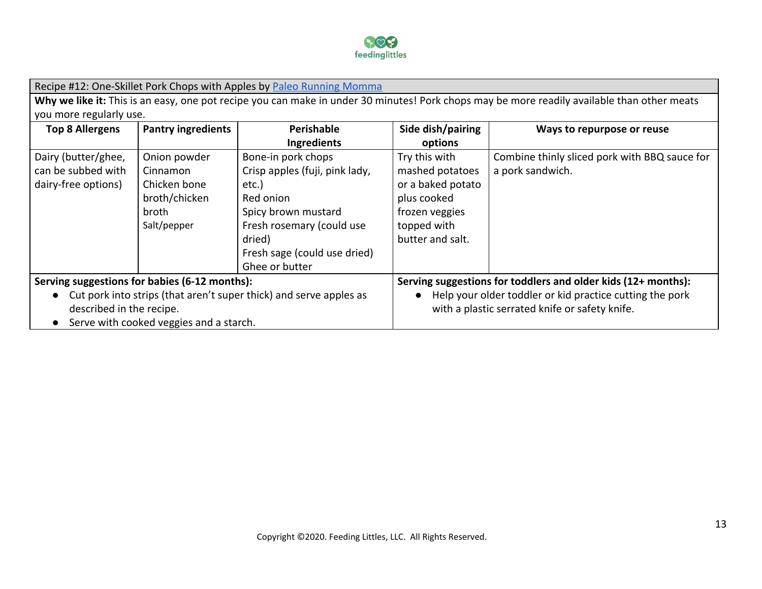Recipe #12: One-Skillet Pork Chops with Apples by [Paleo Running Momma]

**Why we like it:** This is an easy, one pot recipe you can make in under 30 minutes! Pork chops may be more readily available than other meats you more regularly use.

| Top 8 Allergens | Pantry ingredients | Perishable Ingredients | Side dish/pairing options | Ways to repurpose or reuse |
|---|---|---|---|---|
| Dairy (butter/ghee, can be subbed with dairy-free options) | Onion powder<br>Cinnamon<br>Chicken bone broth/chicken broth<br>Salt/pepper | Bone-in pork chops<br>Crisp apples (fuji, pink lady, etc.)<br>Red onion<br>Spicy brown mustard<br>Fresh rosemary (could use dried)<br>Fresh sage (could use dried)<br>Ghee or butter | Try this with mashed potatoes or a baked potato plus cooked frozen veggies topped with butter and salt. | Combine thinly sliced pork with BBQ sauce for a pork sandwich. |

**Serving suggestions for babies (6-12 months):**

- Cut pork into strips (that aren't super thick) and serve apples as described in the recipe.
- Serve with cooked veggies and a starch.

**Serving suggestions for toddlers and older kids (12+ months):**

- Help your older toddler or kid practice cutting the pork with a plastic serrated knife or safety knife.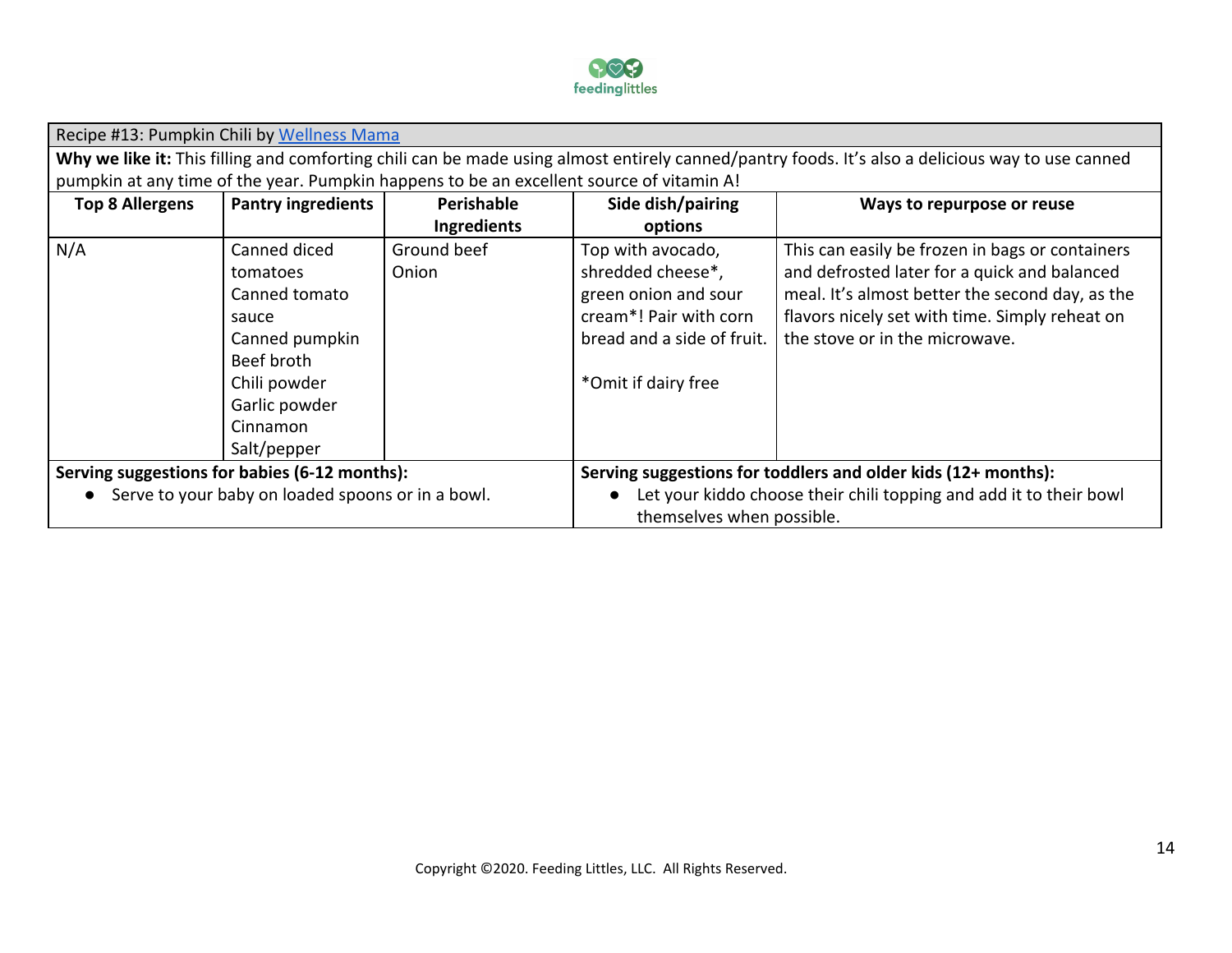Recipe #13: Pumpkin Chili by Wellness Mama

**Why we like it:** This filling and comforting chili can be made using almost entirely canned/pantry foods. It's also a delicious way to use canned pumpkin at any time of the year. Pumpkin happens to be an excellent source of vitamin A!

| Top 8 Allergens | Pantry ingredients | Perishable Ingredients | Side dish/pairing options | Ways to repurpose or reuse |
|---|---|---|---|---|
| N/A | Canned diced tomatoes<br>Canned tomato sauce<br>Canned pumpkin<br>Beef broth<br>Chili powder<br>Garlic powder<br>Cinnamon<br>Salt/pepper | Ground beef<br>Onion | Top with avocado, shredded cheese*, green onion and sour cream*! Pair with corn bread and a side of fruit.<br><br>*Omit if dairy free | This can easily be frozen in bags or containers and defrosted later for a quick and balanced meal. It's almost better the second day, as the flavors nicely set with time. Simply reheat on the stove or in the microwave. |

**Serving suggestions for babies (6-12 months):**

- Serve to your baby on loaded spoons or in a bowl.

**Serving suggestions for toddlers and older kids (12+ months):**

- Let your kiddo choose their chili topping and add it to their bowl themselves when possible.

Copyright ©2020. Feeding Littles, LLC. All Rights Reserved.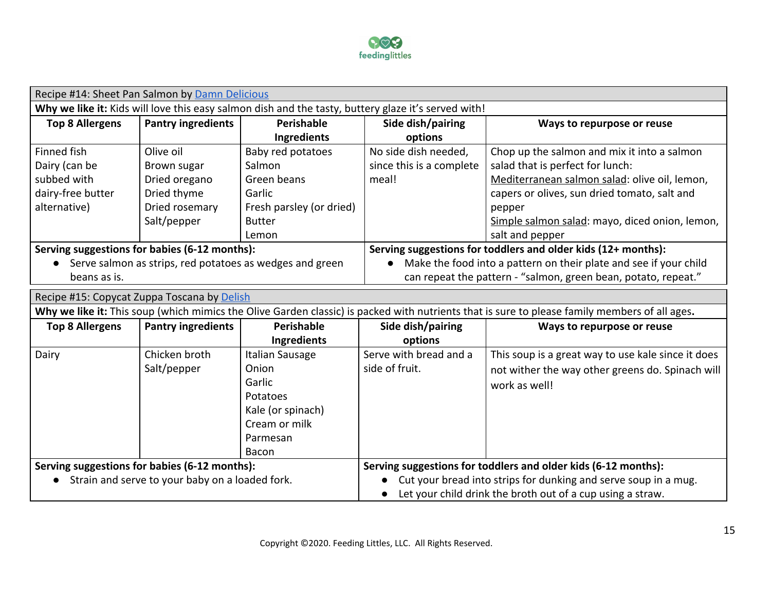| Recipe #14: Sheet Pan Salmon by [Damn Delicious] | | | | |
|---|---|---|---|---|
| **Why we like it:** Kids will love this easy salmon dish and the tasty, buttery glaze it's served with! | | | | |
| **Top 8 Allergens** | **Pantry ingredients** | **Perishable Ingredients** | **Side dish/pairing options** | **Ways to repurpose or reuse** |
| Finned fish<br>Dairy (can be subbed with dairy-free butter alternative) | Olive oil<br>Brown sugar<br>Dried oregano<br>Dried thyme<br>Dried rosemary<br>Salt/pepper | Baby red potatoes<br>Salmon<br>Green beans<br>Garlic<br>Fresh parsley (or dried)<br>Butter<br>Lemon | No side dish needed, since this is a complete meal! | Chop up the salmon and mix it into a salmon salad that is perfect for lunch:<br>Mediterranean salmon salad: olive oil, lemon, capers or olives, sun dried tomato, salt and pepper<br>Simple salmon salad: mayo, diced onion, lemon, salt and pepper |
| **Serving suggestions for babies (6-12 months):**<br>● Serve salmon as strips, red potatoes as wedges and green beans as is. | | | **Serving suggestions for toddlers and older kids (12+ months):**<br>● Make the food into a pattern on their plate and see if your child can repeat the pattern - "salmon, green bean, potato, repeat." | |

| Recipe #15: Copycat Zuppa Toscana by [Delish] | | | | |
|---|---|---|---|---|
| **Why we like it:** This soup (which mimics the Olive Garden classic) is packed with nutrients that is sure to please family members of all ages**.** | | | | |
| **Top 8 Allergens** | **Pantry ingredients** | **Perishable Ingredients** | **Side dish/pairing options** | **Ways to repurpose or reuse** |
| Dairy | Chicken broth<br>Salt/pepper | Italian Sausage<br>Onion<br>Garlic<br>Potatoes<br>Kale (or spinach)<br>Cream or milk<br>Parmesan<br>Bacon | Serve with bread and a side of fruit. | This soup is a great way to use kale since it does not wither the way other greens do. Spinach will work as well! |
| **Serving suggestions for babies (6-12 months):**<br>● Strain and serve to your baby on a loaded fork. | | | **Serving suggestions for toddlers and older kids (6-12 months):**<br>● Cut your bread into strips for dunking and serve soup in a mug.<br>● Let your child drink the broth out of a cup using a straw. | |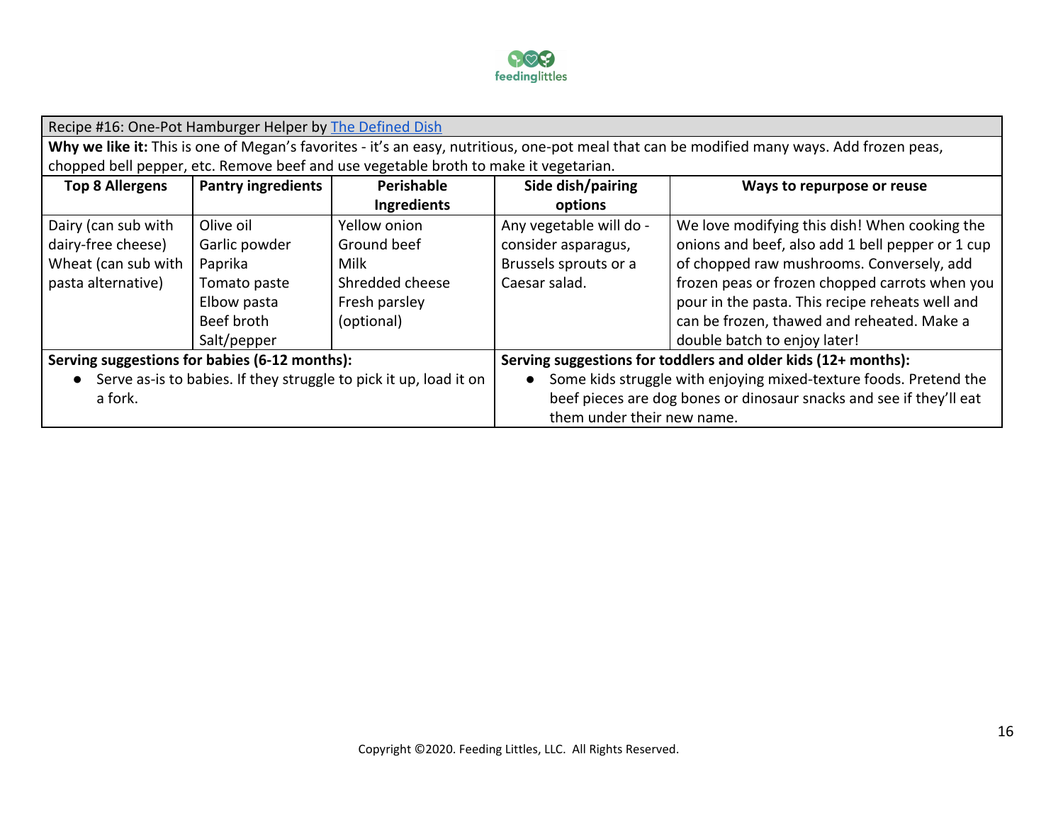## Recipe #16: One-Pot Hamburger Helper by [The Defined Dish]

**Why we like it:** This is one of Megan's favorites - it's an easy, nutritious, one-pot meal that can be modified many ways. Add frozen peas, chopped bell pepper, etc. Remove beef and use vegetable broth to make it vegetarian.

| Top 8 Allergens | Pantry ingredients | Perishable Ingredients | Side dish/pairing options | Ways to repurpose or reuse |
|---|---|---|---|---|
| Dairy (can sub with dairy-free cheese)<br>Wheat (can sub with pasta alternative) | Olive oil<br>Garlic powder<br>Paprika<br>Tomato paste<br>Elbow pasta<br>Beef broth<br>Salt/pepper | Yellow onion<br>Ground beef<br>Milk<br>Shredded cheese<br>Fresh parsley (optional) | Any vegetable will do - consider asparagus, Brussels sprouts or a Caesar salad. | We love modifying this dish! When cooking the onions and beef, also add 1 bell pepper or 1 cup of chopped raw mushrooms. Conversely, add frozen peas or frozen chopped carrots when you pour in the pasta. This recipe reheats well and can be frozen, thawed and reheated. Make a double batch to enjoy later! |

**Serving suggestions for babies (6-12 months):**

- Serve as-is to babies. If they struggle to pick it up, load it on a fork.

**Serving suggestions for toddlers and older kids (12+ months):**

- Some kids struggle with enjoying mixed-texture foods. Pretend the beef pieces are dog bones or dinosaur snacks and see if they'll eat them under their new name.

Copyright ©2020. Feeding Littles, LLC. All Rights Reserved.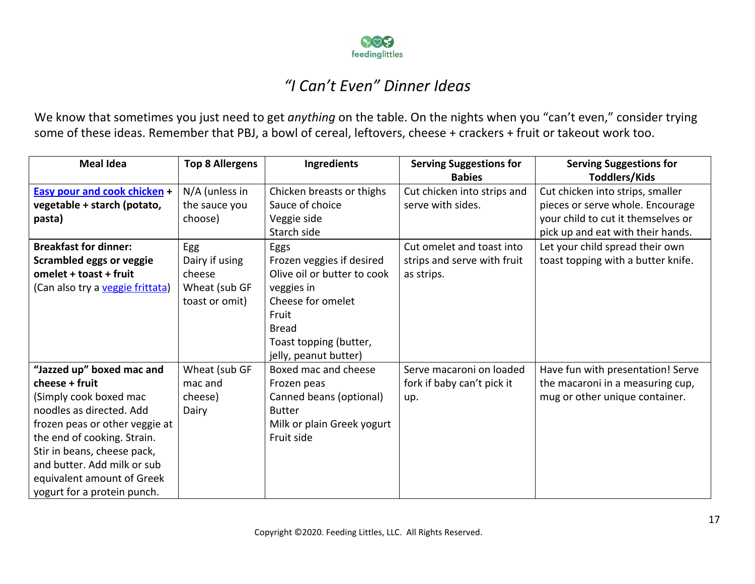# *"I Can't Even" Dinner Ideas*

We know that sometimes you just need to get *anything* on the table. On the nights when you "can't even," consider trying some of these ideas. Remember that PBJ, a bowl of cereal, leftovers, cheese + crackers + fruit or takeout work too.

| Meal Idea | Top 8 Allergens | Ingredients | Serving Suggestions for Babies | Serving Suggestions for Toddlers/Kids |
|---|---|---|---|---|
| **Easy pour and cook chicken + vegetable + starch (potato, pasta)** | N/A (unless in the sauce you choose) | Chicken breasts or thighs<br>Sauce of choice<br>Veggie side<br>Starch side | Cut chicken into strips and serve with sides. | Cut chicken into strips, smaller pieces or serve whole. Encourage your child to cut it themselves or pick up and eat with their hands. |
| **Breakfast for dinner: Scrambled eggs or veggie omelet + toast + fruit**<br>(Can also try a veggie frittata) | Egg<br>Dairy if using cheese<br>Wheat (sub GF toast or omit) | Eggs<br>Frozen veggies if desired<br>Olive oil or butter to cook veggies in<br>Cheese for omelet<br>Fruit<br>Bread<br>Toast topping (butter, jelly, peanut butter) | Cut omelet and toast into strips and serve with fruit as strips. | Let your child spread their own toast topping with a butter knife. |
| **"Jazzed up" boxed mac and cheese + fruit**<br>(Simply cook boxed mac noodles as directed. Add frozen peas or other veggie at the end of cooking. Strain. Stir in beans, cheese pack, and butter. Add milk or sub equivalent amount of Greek yogurt for a protein punch. | Wheat (sub GF mac and cheese)<br>Dairy | Boxed mac and cheese<br>Frozen peas<br>Canned beans (optional)<br>Butter<br>Milk or plain Greek yogurt<br>Fruit side | Serve macaroni on loaded fork if baby can't pick it up. | Have fun with presentation! Serve the macaroni in a measuring cup, mug or other unique container. |

Copyright ©2020. Feeding Littles, LLC. All Rights Reserved.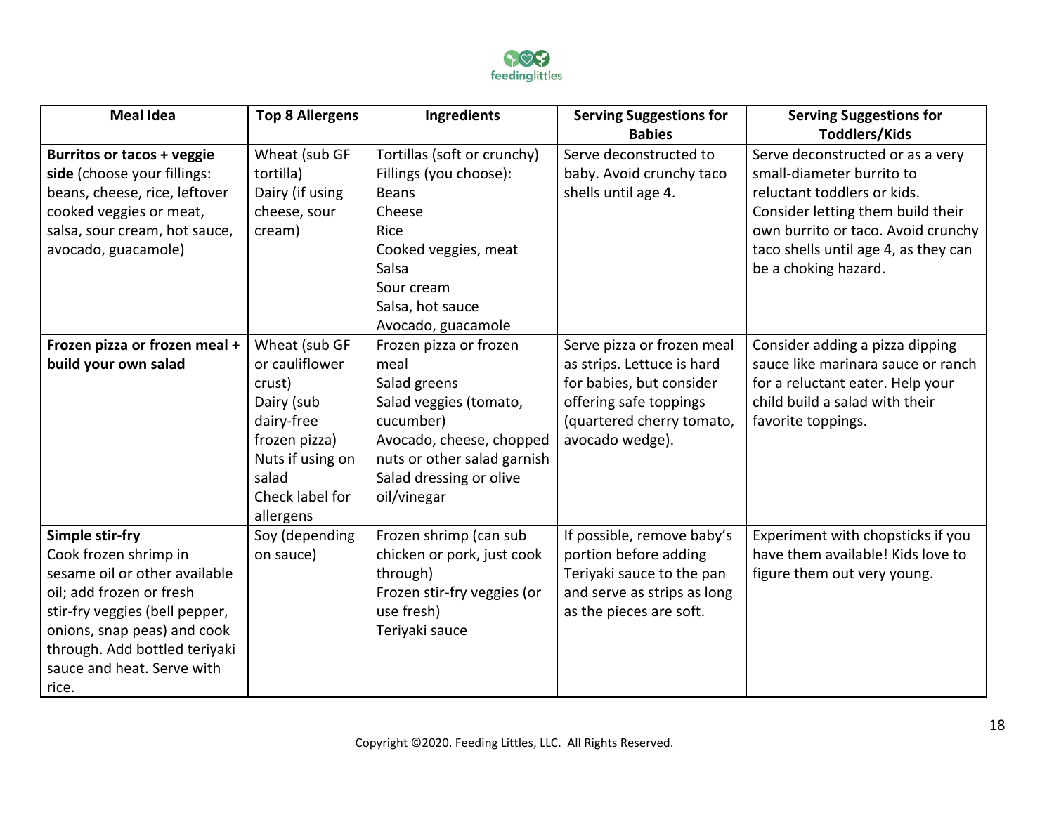| Meal Idea | Top 8 Allergens | Ingredients | Serving Suggestions for Babies | Serving Suggestions for Toddlers/Kids |
| --- | --- | --- | --- | --- |
| **Burritos or tacos + veggie side** (choose your fillings: beans, cheese, rice, leftover cooked veggies or meat, salsa, sour cream, hot sauce, avocado, guacamole) | Wheat (sub GF tortilla)<br>Dairy (if using cheese, sour cream) | Tortillas (soft or crunchy)<br>Fillings (you choose):<br>Beans<br>Cheese<br>Rice<br>Cooked veggies, meat<br>Salsa<br>Sour cream<br>Salsa, hot sauce<br>Avocado, guacamole | Serve deconstructed to baby. Avoid crunchy taco shells until age 4. | Serve deconstructed or as a very small-diameter burrito to reluctant toddlers or kids. Consider letting them build their own burrito or taco. Avoid crunchy taco shells until age 4, as they can be a choking hazard. |
| **Frozen pizza or frozen meal + build your own salad** | Wheat (sub GF or cauliflower crust)<br>Dairy (sub dairy-free frozen pizza)<br>Nuts if using on salad<br>Check label for allergens | Frozen pizza or frozen meal<br>Salad greens<br>Salad veggies (tomato, cucumber)<br>Avocado, cheese, chopped nuts or other salad garnish<br>Salad dressing or olive oil/vinegar | Serve pizza or frozen meal as strips. Lettuce is hard for babies, but consider offering safe toppings (quartered cherry tomato, avocado wedge). | Consider adding a pizza dipping sauce like marinara sauce or ranch for a reluctant eater. Help your child build a salad with their favorite toppings. |
| **Simple stir-fry**<br>Cook frozen shrimp in sesame oil or other available oil; add frozen or fresh stir-fry veggies (bell pepper, onions, snap peas) and cook through. Add bottled teriyaki sauce and heat. Serve with rice. | Soy (depending on sauce) | Frozen shrimp (can sub chicken or pork, just cook through)<br>Frozen stir-fry veggies (or use fresh)<br>Teriyaki sauce | If possible, remove baby's portion before adding Teriyaki sauce to the pan and serve as strips as long as the pieces are soft. | Experiment with chopsticks if you have them available! Kids love to figure them out very young. |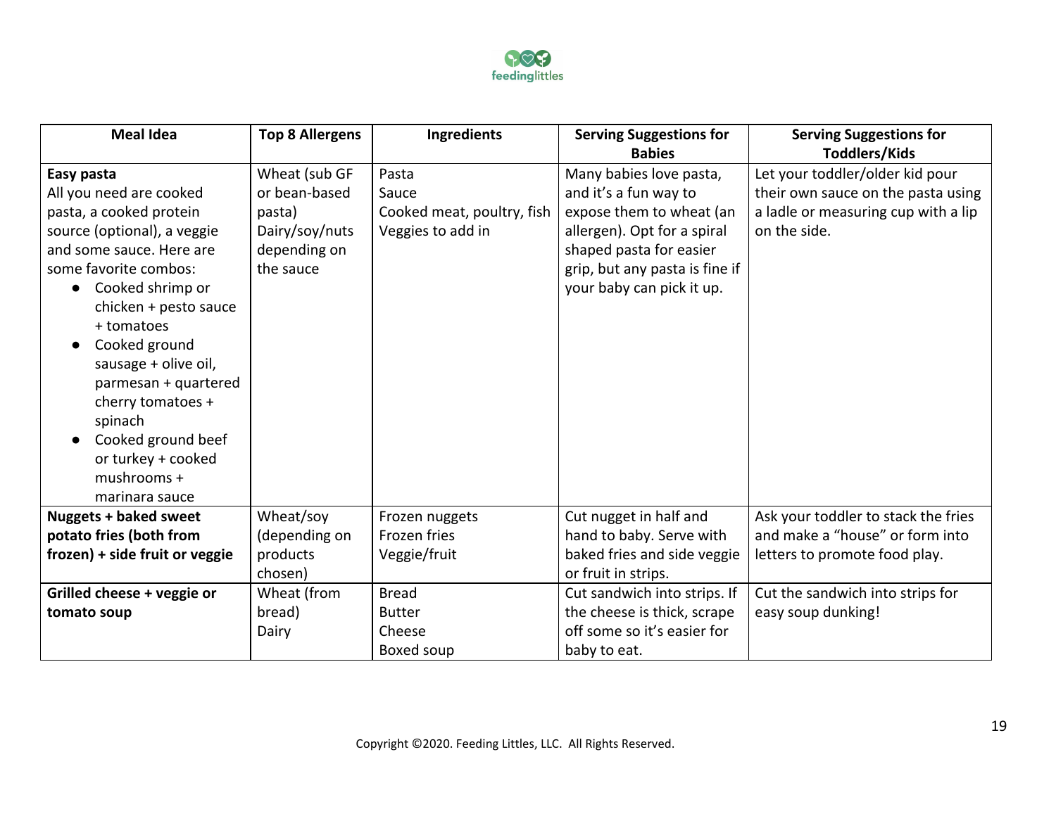| Meal Idea | Top 8 Allergens | Ingredients | Serving Suggestions for Babies | Serving Suggestions for Toddlers/Kids |
|---|---|---|---|---|
| **Easy pasta**<br>All you need are cooked pasta, a cooked protein source (optional), a veggie and some sauce. Here are some favorite combos:<br>● Cooked shrimp or chicken + pesto sauce + tomatoes<br>● Cooked ground sausage + olive oil, parmesan + quartered cherry tomatoes + spinach<br>● Cooked ground beef or turkey + cooked mushrooms + marinara sauce | Wheat (sub GF or bean-based pasta)<br>Dairy/soy/nuts depending on the sauce | Pasta<br>Sauce<br>Cooked meat, poultry, fish<br>Veggies to add in | Many babies love pasta, and it's a fun way to expose them to wheat (an allergen). Opt for a spiral shaped pasta for easier grip, but any pasta is fine if your baby can pick it up. | Let your toddler/older kid pour their own sauce on the pasta using a ladle or measuring cup with a lip on the side. |
| **Nuggets + baked sweet potato fries (both from frozen) + side fruit or veggie** | Wheat/soy (depending on products chosen) | Frozen nuggets<br>Frozen fries<br>Veggie/fruit | Cut nugget in half and hand to baby. Serve with baked fries and side veggie or fruit in strips. | Ask your toddler to stack the fries and make a "house" or form into letters to promote food play. |
| **Grilled cheese + veggie or tomato soup** | Wheat (from bread)<br>Dairy | Bread<br>Butter<br>Cheese<br>Boxed soup | Cut sandwich into strips. If the cheese is thick, scrape off some so it's easier for baby to eat. | Cut the sandwich into strips for easy soup dunking! |

Copyright ©2020. Feeding Littles, LLC. All Rights Reserved.